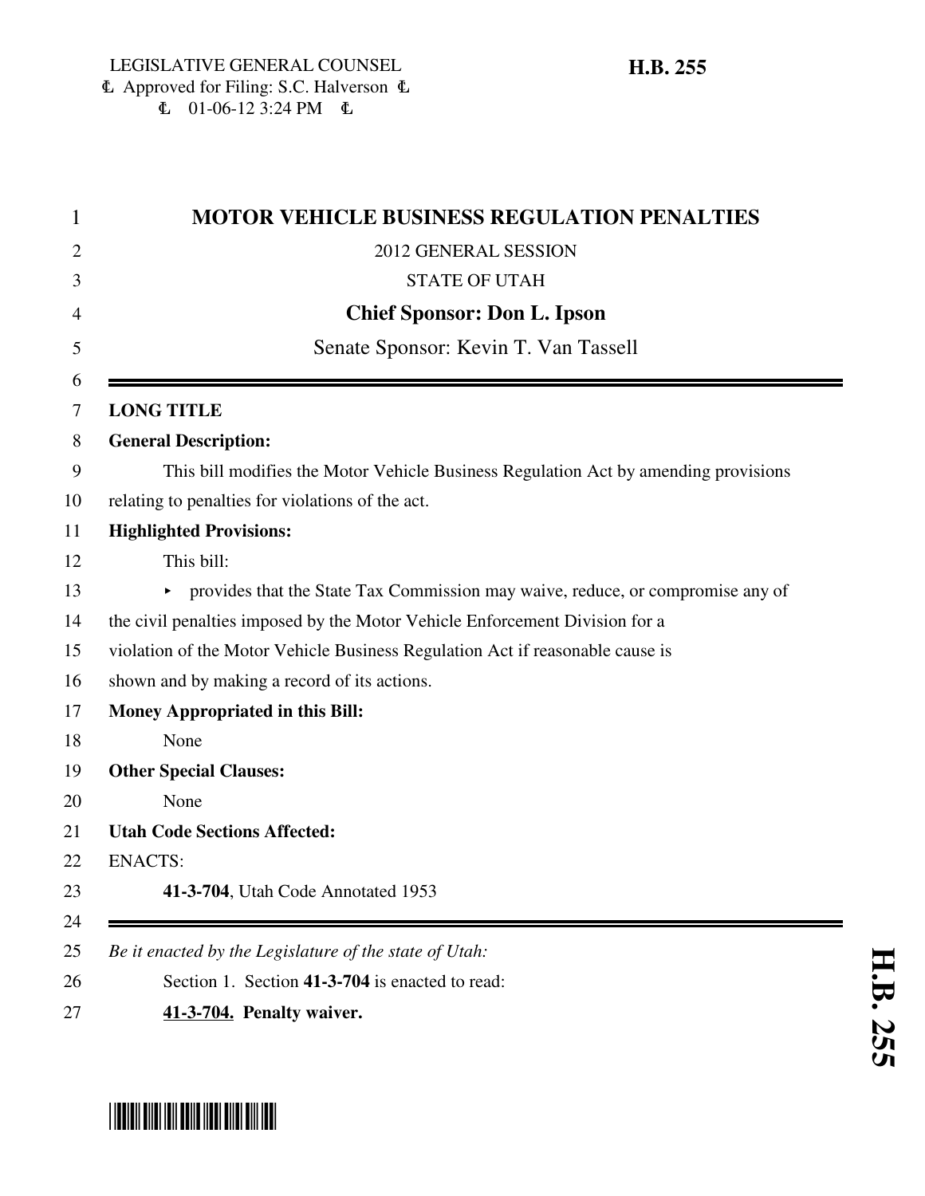LEGISLATIVE GENERAL COUNSEL
Approved for Filing: S.C. Halverson
01-06-12 3:24 PM

**H.B. 255**

# MOTOR VEHICLE BUSINESS REGULATION PENALTIES

2012 GENERAL SESSION

STATE OF UTAH

**Chief Sponsor: Don L. Ipson**

Senate Sponsor: Kevin T. Van Tassell

---

**LONG TITLE**

**General Description:**

This bill modifies the Motor Vehicle Business Regulation Act by amending provisions relating to penalties for violations of the act.

**Highlighted Provisions:**

This bill:

- provides that the State Tax Commission may waive, reduce, or compromise any of the civil penalties imposed by the Motor Vehicle Enforcement Division for a violation of the Motor Vehicle Business Regulation Act if reasonable cause is shown and by making a record of its actions.

**Money Appropriated in this Bill:**

None

**Other Special Clauses:**

None

**Utah Code Sections Affected:**

ENACTS:

**41-3-704**, Utah Code Annotated 1953

---

*Be it enacted by the Legislature of the state of Utah:*

Section 1. Section **41-3-704** is enacted to read:

**41-3-704. Penalty waiver.**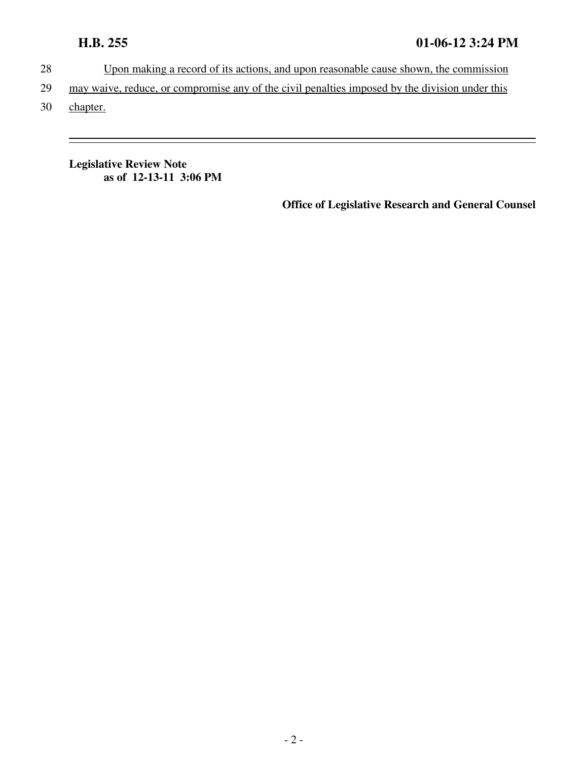28 Upon making a record of its actions, and upon reasonable cause shown, the commission

29 may waive, reduce, or compromise any of the civil penalties imposed by the division under this

30 chapter.

---

**Legislative Review Note**
**as of 12-13-11 3:06 PM**

**Office of Legislative Research and General Counsel**